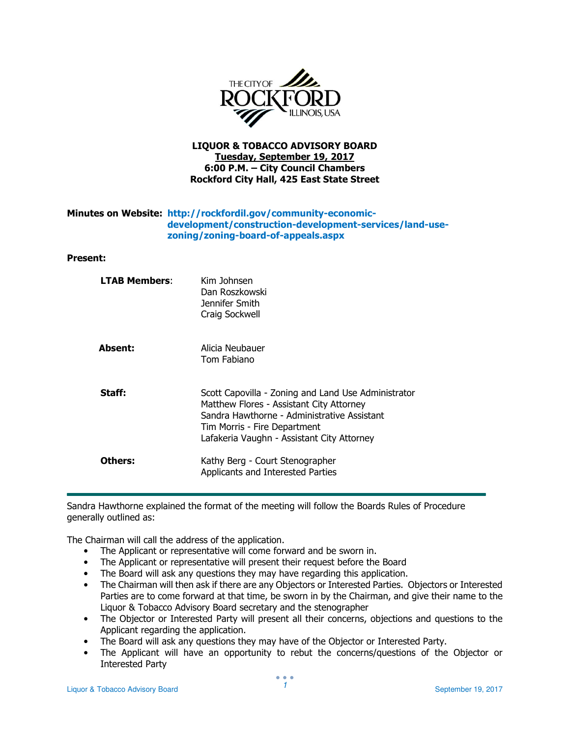THE CITY OF ROCKFORD ILLINOIS, USA

**LIQUOR & TOBACCO ADVISORY BOARD**
**Tuesday, September 19, 2017**
**6:00 P.M. – City Council Chambers**
**Rockford City Hall, 425 East State Street**

**Minutes on Website:** **http://rockfordil.gov/community-economic-development/construction-development-services/land-use-zoning/zoning-board-of-appeals.aspx**

**Present:**

| | |
|---|---|
| **LTAB Members**: | Kim Johnsen<br>Dan Roszkowski<br>Jennifer Smith<br>Craig Sockwell |
| **Absent:** | Alicia Neubauer<br>Tom Fabiano |
| **Staff:** | Scott Capovilla - Zoning and Land Use Administrator<br>Matthew Flores - Assistant City Attorney<br>Sandra Hawthorne - Administrative Assistant<br>Tim Morris - Fire Department<br>Lafakeria Vaughn - Assistant City Attorney |
| **Others:** | Kathy Berg - Court Stenographer<br>Applicants and Interested Parties |

---

Sandra Hawthorne explained the format of the meeting will follow the Boards Rules of Procedure generally outlined as:

The Chairman will call the address of the application.

- The Applicant or representative will come forward and be sworn in.
- The Applicant or representative will present their request before the Board
- The Board will ask any questions they may have regarding this application.
- The Chairman will then ask if there are any Objectors or Interested Parties. Objectors or Interested Parties are to come forward at that time, be sworn in by the Chairman, and give their name to the Liquor & Tobacco Advisory Board secretary and the stenographer
- The Objector or Interested Party will present all their concerns, objections and questions to the Applicant regarding the application.
- The Board will ask any questions they may have of the Objector or Interested Party.
- The Applicant will have an opportunity to rebut the concerns/questions of the Objector or Interested Party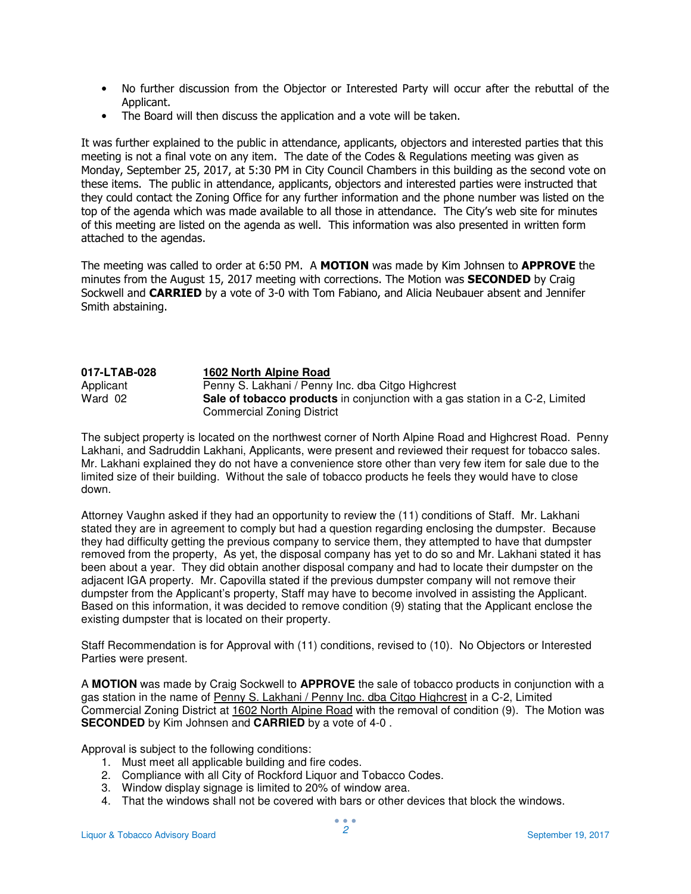- No further discussion from the Objector or Interested Party will occur after the rebuttal of the Applicant.
- The Board will then discuss the application and a vote will be taken.

It was further explained to the public in attendance, applicants, objectors and interested parties that this meeting is not a final vote on any item. The date of the Codes & Regulations meeting was given as Monday, September 25, 2017, at 5:30 PM in City Council Chambers in this building as the second vote on these items. The public in attendance, applicants, objectors and interested parties were instructed that they could contact the Zoning Office for any further information and the phone number was listed on the top of the agenda which was made available to all those in attendance. The City's web site for minutes of this meeting are listed on the agenda as well. This information was also presented in written form attached to the agendas.

The meeting was called to order at 6:50 PM. A **MOTION** was made by Kim Johnsen to **APPROVE** the minutes from the August 15, 2017 meeting with corrections. The Motion was **SECONDED** by Craig Sockwell and **CARRIED** by a vote of 3-0 with Tom Fabiano, and Alicia Neubauer absent and Jennifer Smith abstaining.

**017-LTAB-028** — **1602 North Alpine Road**
Applicant — Penny S. Lakhani / Penny Inc. dba Citgo Highcrest
Ward 02 — **Sale of tobacco products** in conjunction with a gas station in a C-2, Limited Commercial Zoning District

The subject property is located on the northwest corner of North Alpine Road and Highcrest Road. Penny Lakhani, and Sadruddin Lakhani, Applicants, were present and reviewed their request for tobacco sales. Mr. Lakhani explained they do not have a convenience store other than very few item for sale due to the limited size of their building. Without the sale of tobacco products he feels they would have to close down.

Attorney Vaughn asked if they had an opportunity to review the (11) conditions of Staff. Mr. Lakhani stated they are in agreement to comply but had a question regarding enclosing the dumpster. Because they had difficulty getting the previous company to service them, they attempted to have that dumpster removed from the property, As yet, the disposal company has yet to do so and Mr. Lakhani stated it has been about a year. They did obtain another disposal company and had to locate their dumpster on the adjacent IGA property. Mr. Capovilla stated if the previous dumpster company will not remove their dumpster from the Applicant's property, Staff may have to become involved in assisting the Applicant. Based on this information, it was decided to remove condition (9) stating that the Applicant enclose the existing dumpster that is located on their property.

Staff Recommendation is for Approval with (11) conditions, revised to (10). No Objectors or Interested Parties were present.

A **MOTION** was made by Craig Sockwell to **APPROVE** the sale of tobacco products in conjunction with a gas station in the name of Penny S. Lakhani / Penny Inc. dba Citgo Highcrest in a C-2, Limited Commercial Zoning District at 1602 North Alpine Road with the removal of condition (9). The Motion was **SECONDED** by Kim Johnsen and **CARRIED** by a vote of 4-0 .

Approval is subject to the following conditions:

1. Must meet all applicable building and fire codes.
2. Compliance with all City of Rockford Liquor and Tobacco Codes.
3. Window display signage is limited to 20% of window area.
4. That the windows shall not be covered with bars or other devices that block the windows.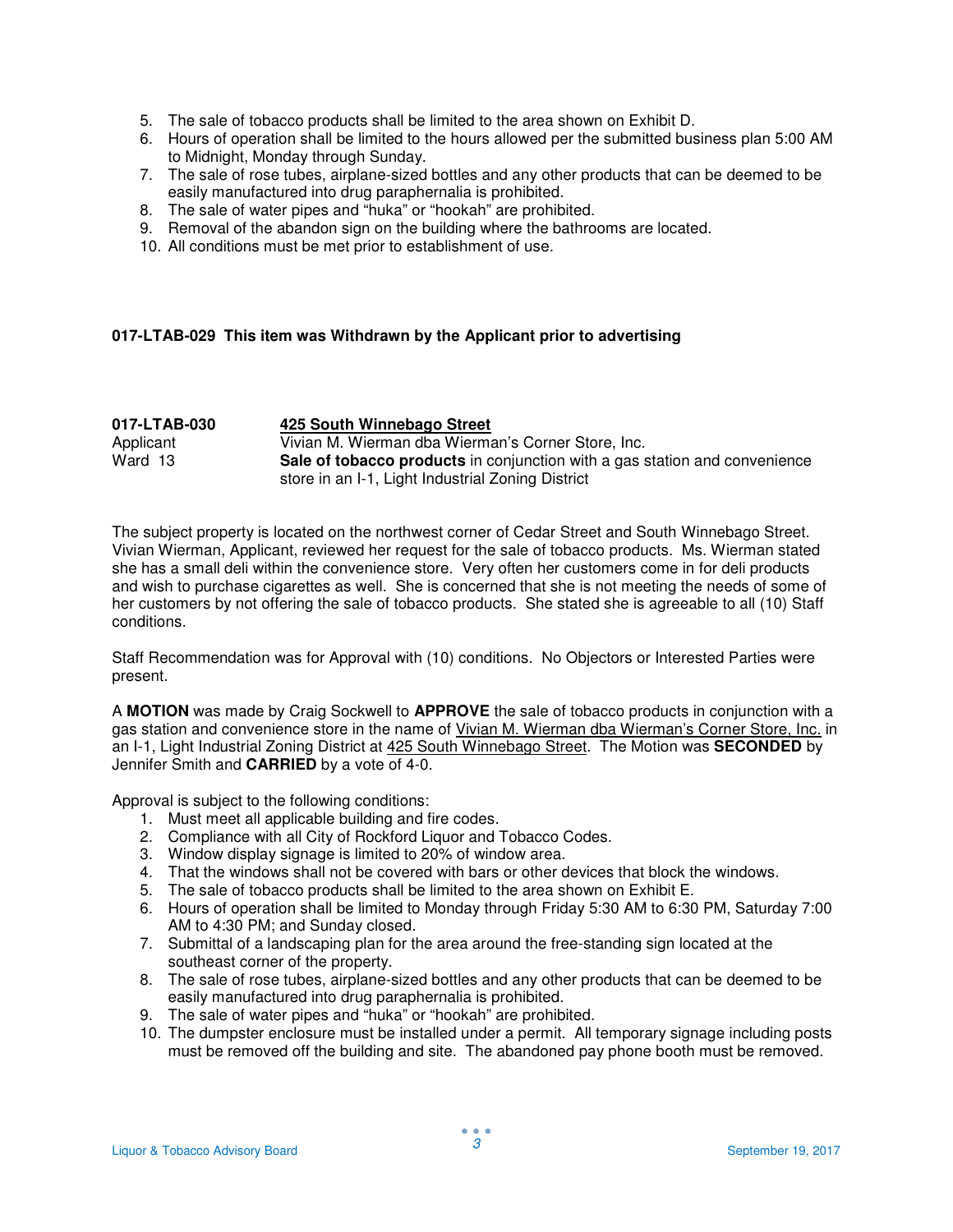5. The sale of tobacco products shall be limited to the area shown on Exhibit D.
6. Hours of operation shall be limited to the hours allowed per the submitted business plan 5:00 AM to Midnight, Monday through Sunday.
7. The sale of rose tubes, airplane-sized bottles and any other products that can be deemed to be easily manufactured into drug paraphernalia is prohibited.
8. The sale of water pipes and "huka" or "hookah" are prohibited.
9. Removal of the abandon sign on the building where the bathrooms are located.
10. All conditions must be met prior to establishment of use.

**017-LTAB-029 This item was Withdrawn by the Applicant prior to advertising**

**017-LTAB-030** &nbsp;&nbsp;&nbsp;&nbsp; **<u>425 South Winnebago Street</u>**
Applicant &nbsp;&nbsp;&nbsp;&nbsp; Vivian M. Wierman dba Wierman's Corner Store, Inc.
Ward 13 &nbsp;&nbsp;&nbsp;&nbsp; **Sale of tobacco products** in conjunction with a gas station and convenience store in an I-1, Light Industrial Zoning District

The subject property is located on the northwest corner of Cedar Street and South Winnebago Street. Vivian Wierman, Applicant, reviewed her request for the sale of tobacco products. Ms. Wierman stated she has a small deli within the convenience store. Very often her customers come in for deli products and wish to purchase cigarettes as well. She is concerned that she is not meeting the needs of some of her customers by not offering the sale of tobacco products. She stated she is agreeable to all (10) Staff conditions.

Staff Recommendation was for Approval with (10) conditions. No Objectors or Interested Parties were present.

A **MOTION** was made by Craig Sockwell to **APPROVE** the sale of tobacco products in conjunction with a gas station and convenience store in the name of <u>Vivian M. Wierman dba Wierman's Corner Store, Inc.</u> in an I-1, Light Industrial Zoning District at <u>425 South Winnebago Street</u>. The Motion was **SECONDED** by Jennifer Smith and **CARRIED** by a vote of 4-0.

Approval is subject to the following conditions:

1. Must meet all applicable building and fire codes.
2. Compliance with all City of Rockford Liquor and Tobacco Codes.
3. Window display signage is limited to 20% of window area.
4. That the windows shall not be covered with bars or other devices that block the windows.
5. The sale of tobacco products shall be limited to the area shown on Exhibit E.
6. Hours of operation shall be limited to Monday through Friday 5:30 AM to 6:30 PM, Saturday 7:00 AM to 4:30 PM; and Sunday closed.
7. Submittal of a landscaping plan for the area around the free-standing sign located at the southeast corner of the property.
8. The sale of rose tubes, airplane-sized bottles and any other products that can be deemed to be easily manufactured into drug paraphernalia is prohibited.
9. The sale of water pipes and "huka" or "hookah" are prohibited.
10. The dumpster enclosure must be installed under a permit. All temporary signage including posts must be removed off the building and site. The abandoned pay phone booth must be removed.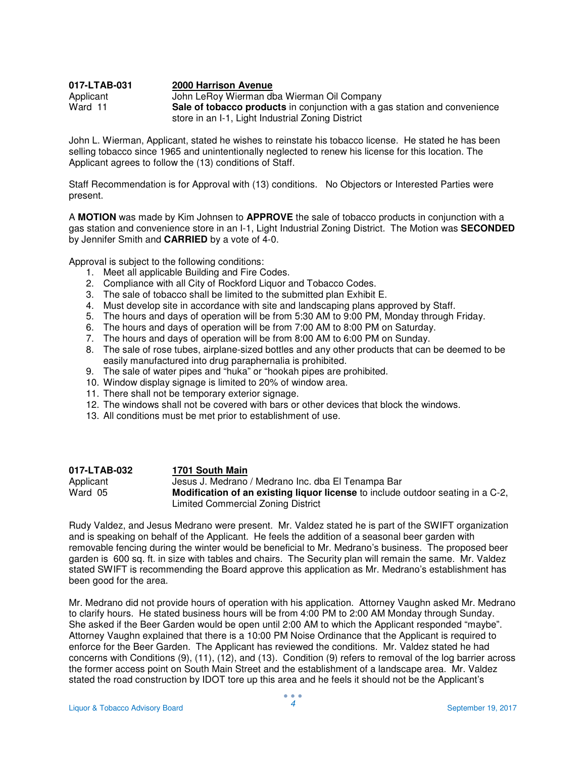**017-LTAB-031** **2000 Harrison Avenue**

Applicant John LeRoy Wierman dba Wierman Oil Company

Ward 11 **Sale of tobacco products** in conjunction with a gas station and convenience store in an I-1, Light Industrial Zoning District

John L. Wierman, Applicant, stated he wishes to reinstate his tobacco license. He stated he has been selling tobacco since 1965 and unintentionally neglected to renew his license for this location. The Applicant agrees to follow the (13) conditions of Staff.

Staff Recommendation is for Approval with (13) conditions. No Objectors or Interested Parties were present.

A **MOTION** was made by Kim Johnsen to **APPROVE** the sale of tobacco products in conjunction with a gas station and convenience store in an I-1, Light Industrial Zoning District. The Motion was **SECONDED** by Jennifer Smith and **CARRIED** by a vote of 4-0.

Approval is subject to the following conditions:

1. Meet all applicable Building and Fire Codes.
2. Compliance with all City of Rockford Liquor and Tobacco Codes.
3. The sale of tobacco shall be limited to the submitted plan Exhibit E.
4. Must develop site in accordance with site and landscaping plans approved by Staff.
5. The hours and days of operation will be from 5:30 AM to 9:00 PM, Monday through Friday.
6. The hours and days of operation will be from 7:00 AM to 8:00 PM on Saturday.
7. The hours and days of operation will be from 8:00 AM to 6:00 PM on Sunday.
8. The sale of rose tubes, airplane-sized bottles and any other products that can be deemed to be easily manufactured into drug paraphernalia is prohibited.
9. The sale of water pipes and "huka" or "hookah pipes are prohibited.
10. Window display signage is limited to 20% of window area.
11. There shall not be temporary exterior signage.
12. The windows shall not be covered with bars or other devices that block the windows.
13. All conditions must be met prior to establishment of use.

**017-LTAB-032** **1701 South Main**

Applicant Jesus J. Medrano / Medrano Inc. dba El Tenampa Bar

Ward 05 **Modification of an existing liquor license** to include outdoor seating in a C-2, Limited Commercial Zoning District

Rudy Valdez, and Jesus Medrano were present. Mr. Valdez stated he is part of the SWIFT organization and is speaking on behalf of the Applicant. He feels the addition of a seasonal beer garden with removable fencing during the winter would be beneficial to Mr. Medrano's business. The proposed beer garden is 600 sq. ft. in size with tables and chairs. The Security plan will remain the same. Mr. Valdez stated SWIFT is recommending the Board approve this application as Mr. Medrano's establishment has been good for the area.

Mr. Medrano did not provide hours of operation with his application. Attorney Vaughn asked Mr. Medrano to clarify hours. He stated business hours will be from 4:00 PM to 2:00 AM Monday through Sunday. She asked if the Beer Garden would be open until 2:00 AM to which the Applicant responded "maybe". Attorney Vaughn explained that there is a 10:00 PM Noise Ordinance that the Applicant is required to enforce for the Beer Garden. The Applicant has reviewed the conditions. Mr. Valdez stated he had concerns with Conditions (9), (11), (12), and (13). Condition (9) refers to removal of the log barrier across the former access point on South Main Street and the establishment of a landscape area. Mr. Valdez stated the road construction by IDOT tore up this area and he feels it should not be the Applicant's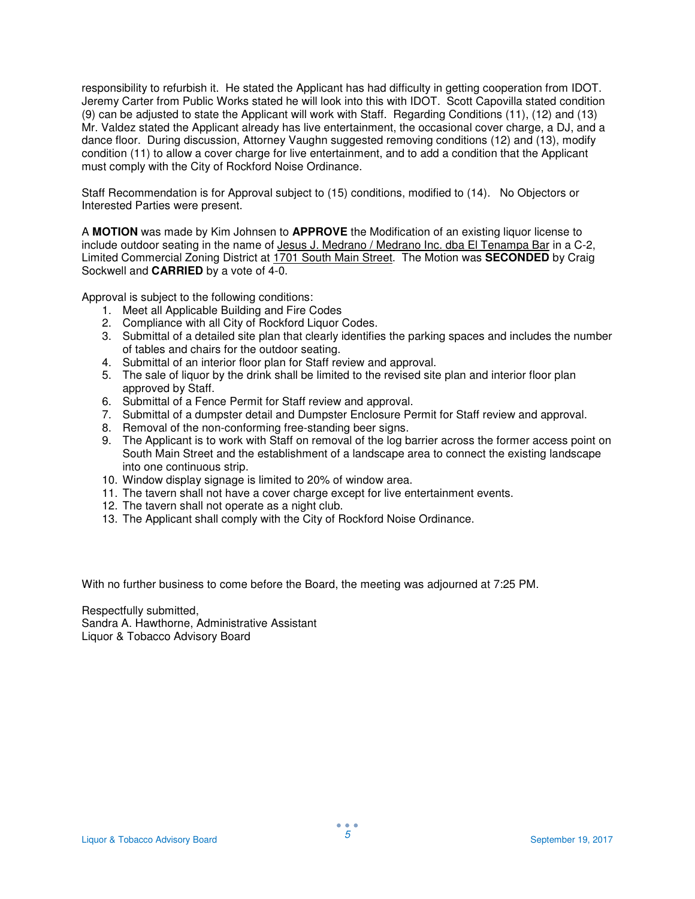responsibility to refurbish it. He stated the Applicant has had difficulty in getting cooperation from IDOT. Jeremy Carter from Public Works stated he will look into this with IDOT. Scott Capovilla stated condition (9) can be adjusted to state the Applicant will work with Staff. Regarding Conditions (11), (12) and (13) Mr. Valdez stated the Applicant already has live entertainment, the occasional cover charge, a DJ, and a dance floor. During discussion, Attorney Vaughn suggested removing conditions (12) and (13), modify condition (11) to allow a cover charge for live entertainment, and to add a condition that the Applicant must comply with the City of Rockford Noise Ordinance.

Staff Recommendation is for Approval subject to (15) conditions, modified to (14). No Objectors or Interested Parties were present.

A **MOTION** was made by Kim Johnsen to **APPROVE** the Modification of an existing liquor license to include outdoor seating in the name of Jesus J. Medrano / Medrano Inc. dba El Tenampa Bar in a C-2, Limited Commercial Zoning District at 1701 South Main Street. The Motion was **SECONDED** by Craig Sockwell and **CARRIED** by a vote of 4-0.

Approval is subject to the following conditions:

1. Meet all Applicable Building and Fire Codes
2. Compliance with all City of Rockford Liquor Codes.
3. Submittal of a detailed site plan that clearly identifies the parking spaces and includes the number of tables and chairs for the outdoor seating.
4. Submittal of an interior floor plan for Staff review and approval.
5. The sale of liquor by the drink shall be limited to the revised site plan and interior floor plan approved by Staff.
6. Submittal of a Fence Permit for Staff review and approval.
7. Submittal of a dumpster detail and Dumpster Enclosure Permit for Staff review and approval.
8. Removal of the non-conforming free-standing beer signs.
9. The Applicant is to work with Staff on removal of the log barrier across the former access point on South Main Street and the establishment of a landscape area to connect the existing landscape into one continuous strip.
10. Window display signage is limited to 20% of window area.
11. The tavern shall not have a cover charge except for live entertainment events.
12. The tavern shall not operate as a night club.
13. The Applicant shall comply with the City of Rockford Noise Ordinance.

With no further business to come before the Board, the meeting was adjourned at 7:25 PM.

Respectfully submitted,
Sandra A. Hawthorne, Administrative Assistant
Liquor & Tobacco Advisory Board